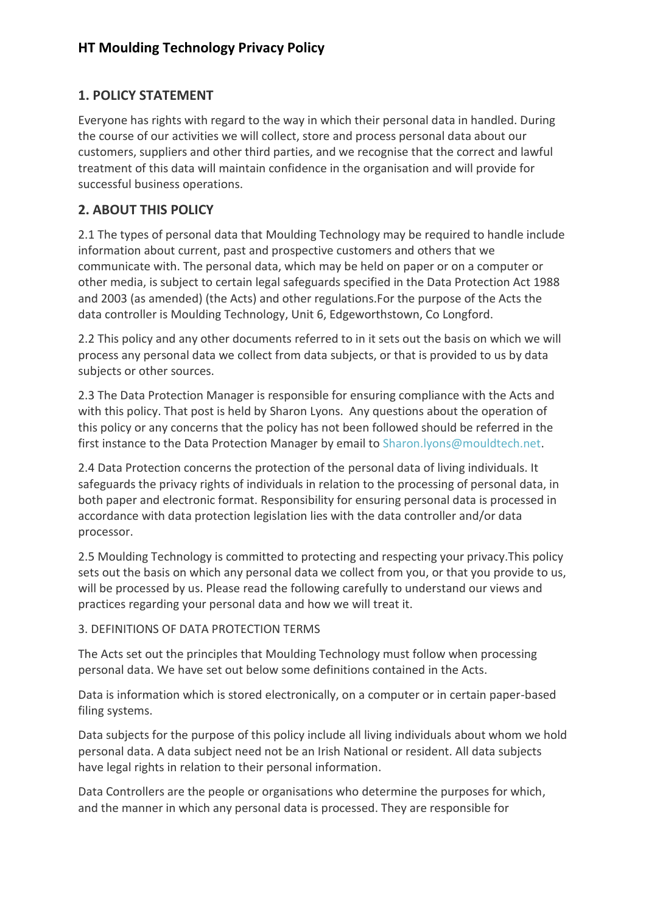# HT Moulding Technology Privacy Policy

## 1. POLICY STATEMENT

Everyone has rights with regard to the way in which their personal data in handled. During the course of our activities we will collect, store and process personal data about our customers, suppliers and other third parties, and we recognise that the correct and lawful treatment of this data will maintain confidence in the organisation and will provide for successful business operations.

## 2. ABOUT THIS POLICY

2.1 The types of personal data that Moulding Technology may be required to handle include information about current, past and prospective customers and others that we communicate with. The personal data, which may be held on paper or on a computer or other media, is subject to certain legal safeguards specified in the Data Protection Act 1988 and 2003 (as amended) (the Acts) and other regulations.For the purpose of the Acts the data controller is Moulding Technology, Unit 6, Edgeworthstown, Co Longford.

2.2 This policy and any other documents referred to in it sets out the basis on which we will process any personal data we collect from data subjects, or that is provided to us by data subjects or other sources.

2.3 The Data Protection Manager is responsible for ensuring compliance with the Acts and with this policy. That post is held by Sharon Lyons. Any questions about the operation of this policy or any concerns that the policy has not been followed should be referred in the first instance to the Data Protection Manager by email to Sharon.lyons@mouldtech.net.

2.4 Data Protection concerns the protection of the personal data of living individuals. It safeguards the privacy rights of individuals in relation to the processing of personal data, in both paper and electronic format. Responsibility for ensuring personal data is processed in accordance with data protection legislation lies with the data controller and/or data processor.

2.5 Moulding Technology is committed to protecting and respecting your privacy.This policy sets out the basis on which any personal data we collect from you, or that you provide to us, will be processed by us. Please read the following carefully to understand our views and practices regarding your personal data and how we will treat it.

3. DEFINITIONS OF DATA PROTECTION TERMS

The Acts set out the principles that Moulding Technology must follow when processing personal data. We have set out below some definitions contained in the Acts.

Data is information which is stored electronically, on a computer or in certain paper-based filing systems.

Data subjects for the purpose of this policy include all living individuals about whom we hold personal data. A data subject need not be an Irish National or resident. All data subjects have legal rights in relation to their personal information.

Data Controllers are the people or organisations who determine the purposes for which, and the manner in which any personal data is processed. They are responsible for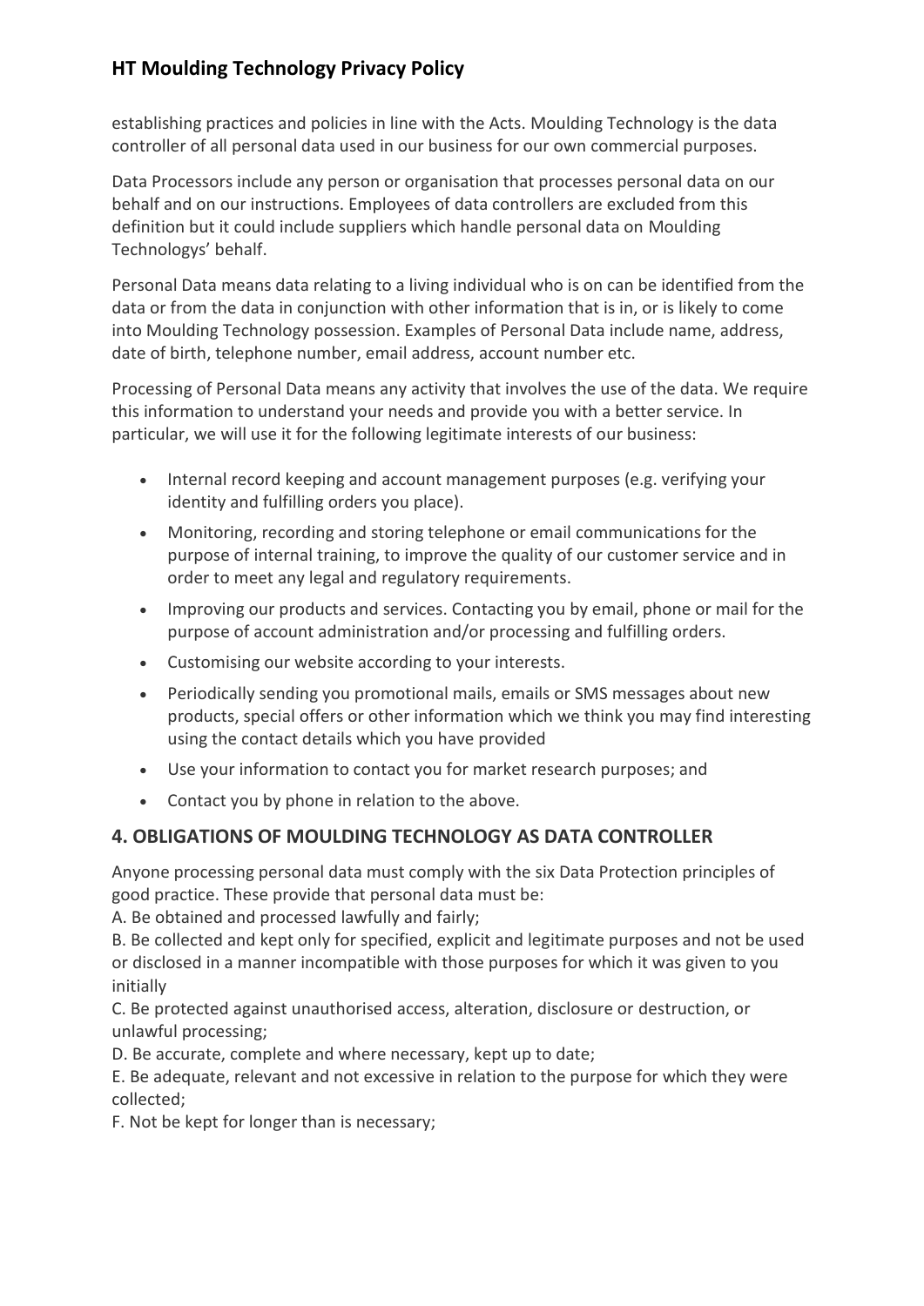establishing practices and policies in line with the Acts. Moulding Technology is the data controller of all personal data used in our business for our own commercial purposes.

Data Processors include any person or organisation that processes personal data on our behalf and on our instructions. Employees of data controllers are excluded from this definition but it could include suppliers which handle personal data on Moulding Technologys' behalf.

Personal Data means data relating to a living individual who is on can be identified from the data or from the data in conjunction with other information that is in, or is likely to come into Moulding Technology possession. Examples of Personal Data include name, address, date of birth, telephone number, email address, account number etc.

Processing of Personal Data means any activity that involves the use of the data. We require this information to understand your needs and provide you with a better service. In particular, we will use it for the following legitimate interests of our business:

- Internal record keeping and account management purposes (e.g. verifying your identity and fulfilling orders you place).
- Monitoring, recording and storing telephone or email communications for the purpose of internal training, to improve the quality of our customer service and in order to meet any legal and regulatory requirements.
- Improving our products and services. Contacting you by email, phone or mail for the purpose of account administration and/or processing and fulfilling orders.
- Customising our website according to your interests.
- Periodically sending you promotional mails, emails or SMS messages about new products, special offers or other information which we think you may find interesting using the contact details which you have provided
- Use your information to contact you for market research purposes; and
- Contact you by phone in relation to the above.

## 4. OBLIGATIONS OF MOULDING TECHNOLOGY AS DATA CONTROLLER

Anyone processing personal data must comply with the six Data Protection principles of good practice. These provide that personal data must be:

A. Be obtained and processed lawfully and fairly;

B. Be collected and kept only for specified, explicit and legitimate purposes and not be used or disclosed in a manner incompatible with those purposes for which it was given to you initially

C. Be protected against unauthorised access, alteration, disclosure or destruction, or unlawful processing;

D. Be accurate, complete and where necessary, kept up to date;

E. Be adequate, relevant and not excessive in relation to the purpose for which they were collected;

F. Not be kept for longer than is necessary;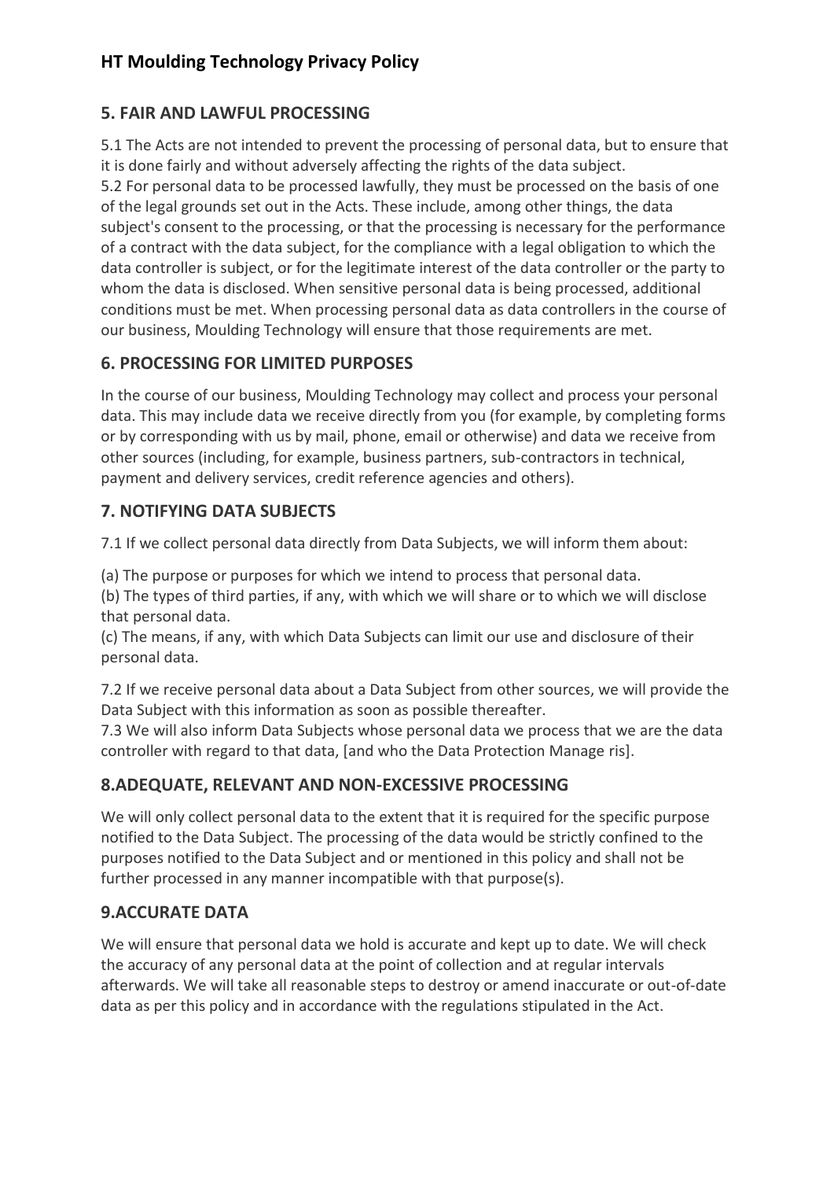## 5. FAIR AND LAWFUL PROCESSING

5.1 The Acts are not intended to prevent the processing of personal data, but to ensure that it is done fairly and without adversely affecting the rights of the data subject.
5.2 For personal data to be processed lawfully, they must be processed on the basis of one of the legal grounds set out in the Acts. These include, among other things, the data subject's consent to the processing, or that the processing is necessary for the performance of a contract with the data subject, for the compliance with a legal obligation to which the data controller is subject, or for the legitimate interest of the data controller or the party to whom the data is disclosed. When sensitive personal data is being processed, additional conditions must be met. When processing personal data as data controllers in the course of our business, Moulding Technology will ensure that those requirements are met.

## 6. PROCESSING FOR LIMITED PURPOSES

In the course of our business, Moulding Technology may collect and process your personal data. This may include data we receive directly from you (for example, by completing forms or by corresponding with us by mail, phone, email or otherwise) and data we receive from other sources (including, for example, business partners, sub-contractors in technical, payment and delivery services, credit reference agencies and others).

## 7. NOTIFYING DATA SUBJECTS

7.1 If we collect personal data directly from Data Subjects, we will inform them about:

(a) The purpose or purposes for which we intend to process that personal data.
(b) The types of third parties, if any, with which we will share or to which we will disclose that personal data.
(c) The means, if any, with which Data Subjects can limit our use and disclosure of their personal data.

7.2 If we receive personal data about a Data Subject from other sources, we will provide the Data Subject with this information as soon as possible thereafter.
7.3 We will also inform Data Subjects whose personal data we process that we are the data controller with regard to that data, [and who the Data Protection Manage ris].

## 8.ADEQUATE, RELEVANT AND NON-EXCESSIVE PROCESSING

We will only collect personal data to the extent that it is required for the specific purpose notified to the Data Subject. The processing of the data would be strictly confined to the purposes notified to the Data Subject and or mentioned in this policy and shall not be further processed in any manner incompatible with that purpose(s).

## 9.ACCURATE DATA

We will ensure that personal data we hold is accurate and kept up to date. We will check the accuracy of any personal data at the point of collection and at regular intervals afterwards. We will take all reasonable steps to destroy or amend inaccurate or out-of-date data as per this policy and in accordance with the regulations stipulated in the Act.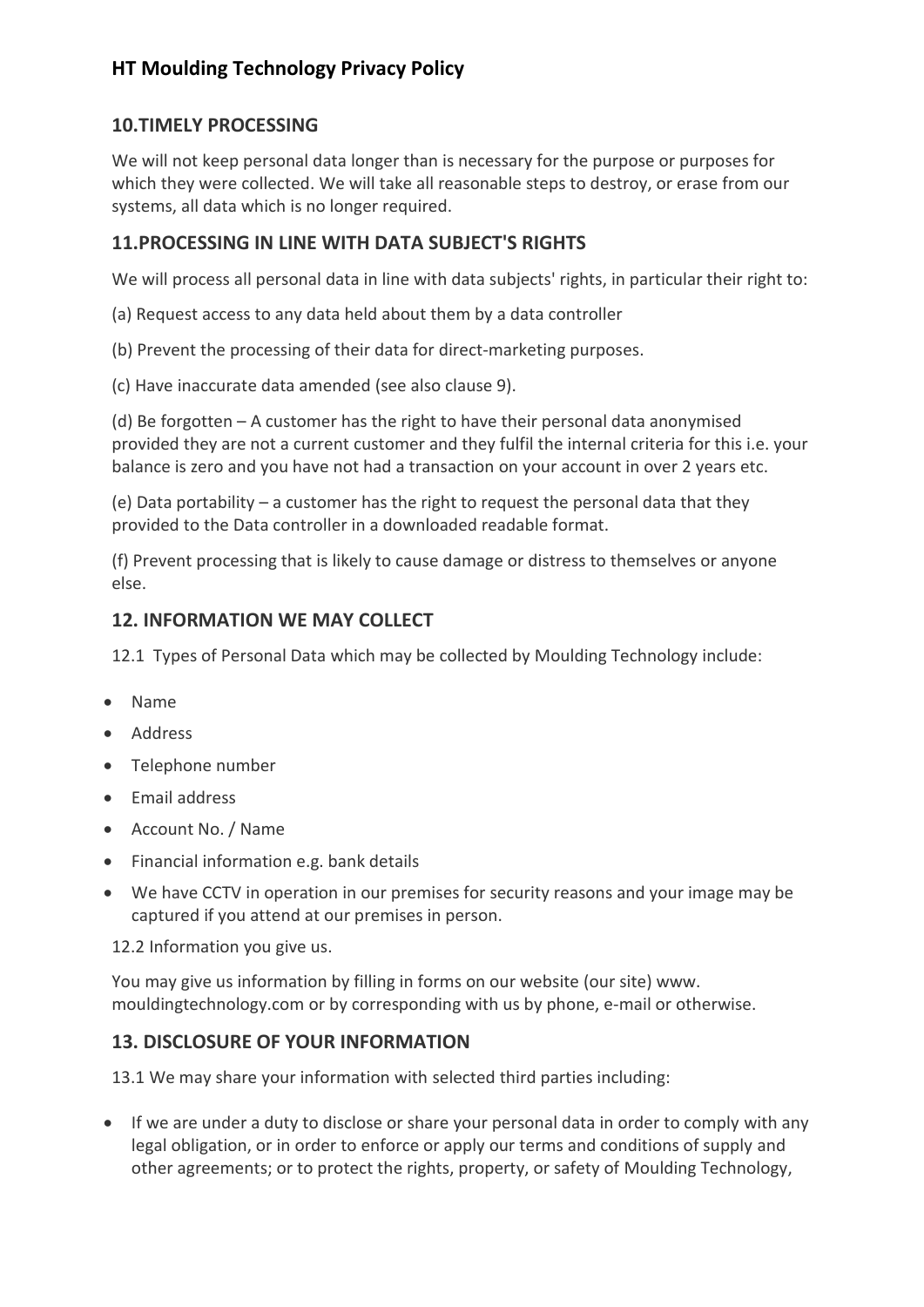## 10.TIMELY PROCESSING

We will not keep personal data longer than is necessary for the purpose or purposes for which they were collected. We will take all reasonable steps to destroy, or erase from our systems, all data which is no longer required.

## 11.PROCESSING IN LINE WITH DATA SUBJECT'S RIGHTS

We will process all personal data in line with data subjects' rights, in particular their right to:

(a) Request access to any data held about them by a data controller

(b) Prevent the processing of their data for direct-marketing purposes.

(c) Have inaccurate data amended (see also clause 9).

(d) Be forgotten – A customer has the right to have their personal data anonymised provided they are not a current customer and they fulfil the internal criteria for this i.e. your balance is zero and you have not had a transaction on your account in over 2 years etc.

(e) Data portability – a customer has the right to request the personal data that they provided to the Data controller in a downloaded readable format.

(f) Prevent processing that is likely to cause damage or distress to themselves or anyone else.

## 12. INFORMATION WE MAY COLLECT

12.1 Types of Personal Data which may be collected by Moulding Technology include:

- Name
- Address
- Telephone number
- Email address
- Account No. / Name
- Financial information e.g. bank details
- We have CCTV in operation in our premises for security reasons and your image may be captured if you attend at our premises in person.

12.2 Information you give us.

You may give us information by filling in forms on our website (our site) www. mouldingtechnology.com or by corresponding with us by phone, e-mail or otherwise.

## 13. DISCLOSURE OF YOUR INFORMATION

13.1 We may share your information with selected third parties including:

- If we are under a duty to disclose or share your personal data in order to comply with any legal obligation, or in order to enforce or apply our terms and conditions of supply and other agreements; or to protect the rights, property, or safety of Moulding Technology,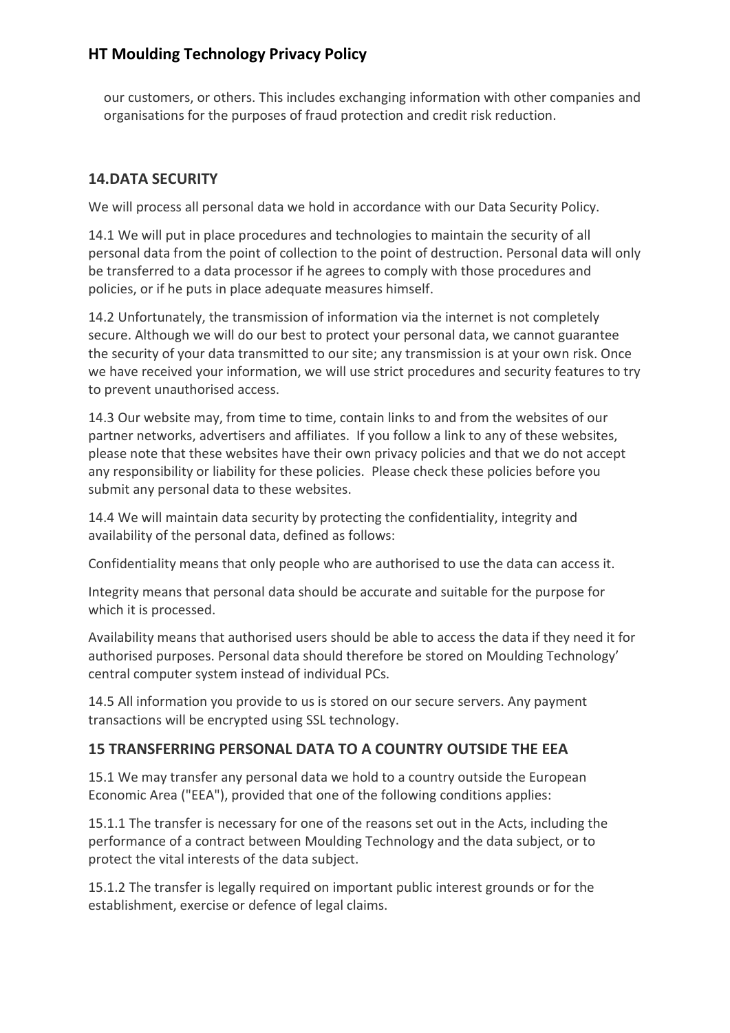our customers, or others. This includes exchanging information with other companies and organisations for the purposes of fraud protection and credit risk reduction.

## 14.DATA SECURITY

We will process all personal data we hold in accordance with our Data Security Policy.

14.1 We will put in place procedures and technologies to maintain the security of all personal data from the point of collection to the point of destruction. Personal data will only be transferred to a data processor if he agrees to comply with those procedures and policies, or if he puts in place adequate measures himself.

14.2 Unfortunately, the transmission of information via the internet is not completely secure. Although we will do our best to protect your personal data, we cannot guarantee the security of your data transmitted to our site; any transmission is at your own risk. Once we have received your information, we will use strict procedures and security features to try to prevent unauthorised access.

14.3 Our website may, from time to time, contain links to and from the websites of our partner networks, advertisers and affiliates. If you follow a link to any of these websites, please note that these websites have their own privacy policies and that we do not accept any responsibility or liability for these policies. Please check these policies before you submit any personal data to these websites.

14.4 We will maintain data security by protecting the confidentiality, integrity and availability of the personal data, defined as follows:

Confidentiality means that only people who are authorised to use the data can access it.

Integrity means that personal data should be accurate and suitable for the purpose for which it is processed.

Availability means that authorised users should be able to access the data if they need it for authorised purposes. Personal data should therefore be stored on Moulding Technology' central computer system instead of individual PCs.

14.5 All information you provide to us is stored on our secure servers. Any payment transactions will be encrypted using SSL technology.

## 15 TRANSFERRING PERSONAL DATA TO A COUNTRY OUTSIDE THE EEA

15.1 We may transfer any personal data we hold to a country outside the European Economic Area ("EEA"), provided that one of the following conditions applies:

15.1.1 The transfer is necessary for one of the reasons set out in the Acts, including the performance of a contract between Moulding Technology and the data subject, or to protect the vital interests of the data subject.

15.1.2 The transfer is legally required on important public interest grounds or for the establishment, exercise or defence of legal claims.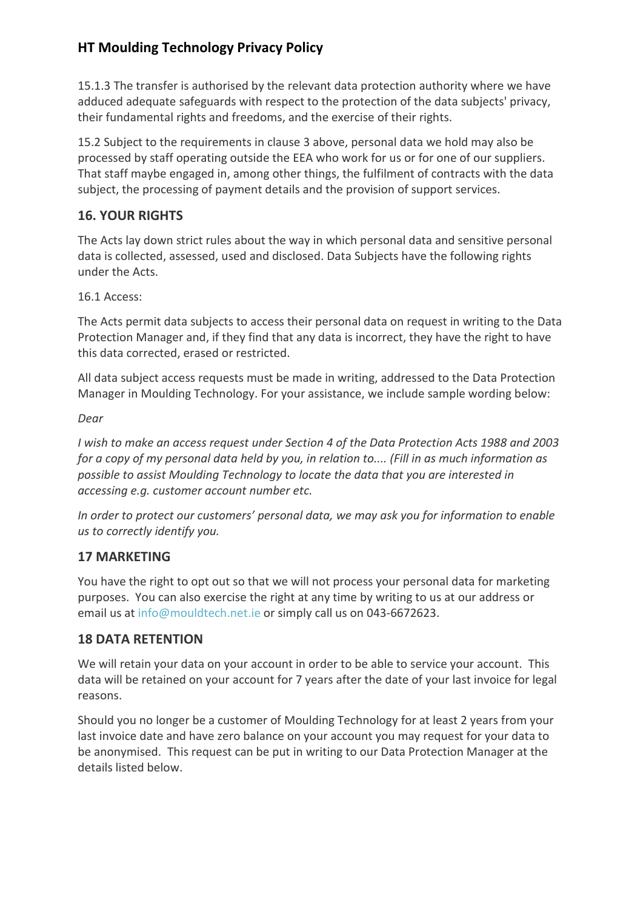15.1.3 The transfer is authorised by the relevant data protection authority where we have adduced adequate safeguards with respect to the protection of the data subjects' privacy, their fundamental rights and freedoms, and the exercise of their rights.

15.2 Subject to the requirements in clause 3 above, personal data we hold may also be processed by staff operating outside the EEA who work for us or for one of our suppliers. That staff maybe engaged in, among other things, the fulfilment of contracts with the data subject, the processing of payment details and the provision of support services.

## 16. YOUR RIGHTS

The Acts lay down strict rules about the way in which personal data and sensitive personal data is collected, assessed, used and disclosed. Data Subjects have the following rights under the Acts.

16.1 Access:

The Acts permit data subjects to access their personal data on request in writing to the Data Protection Manager and, if they find that any data is incorrect, they have the right to have this data corrected, erased or restricted.

All data subject access requests must be made in writing, addressed to the Data Protection Manager in Moulding Technology. For your assistance, we include sample wording below:

*Dear*

*I wish to make an access request under Section 4 of the Data Protection Acts 1988 and 2003 for a copy of my personal data held by you, in relation to.... (Fill in as much information as possible to assist Moulding Technology to locate the data that you are interested in accessing e.g. customer account number etc.*

*In order to protect our customers' personal data, we may ask you for information to enable us to correctly identify you.*

## 17 MARKETING

You have the right to opt out so that we will not process your personal data for marketing purposes. You can also exercise the right at any time by writing to us at our address or email us at info@mouldtech.net.ie or simply call us on 043-6672623.

## 18 DATA RETENTION

We will retain your data on your account in order to be able to service your account. This data will be retained on your account for 7 years after the date of your last invoice for legal reasons.

Should you no longer be a customer of Moulding Technology for at least 2 years from your last invoice date and have zero balance on your account you may request for your data to be anonymised. This request can be put in writing to our Data Protection Manager at the details listed below.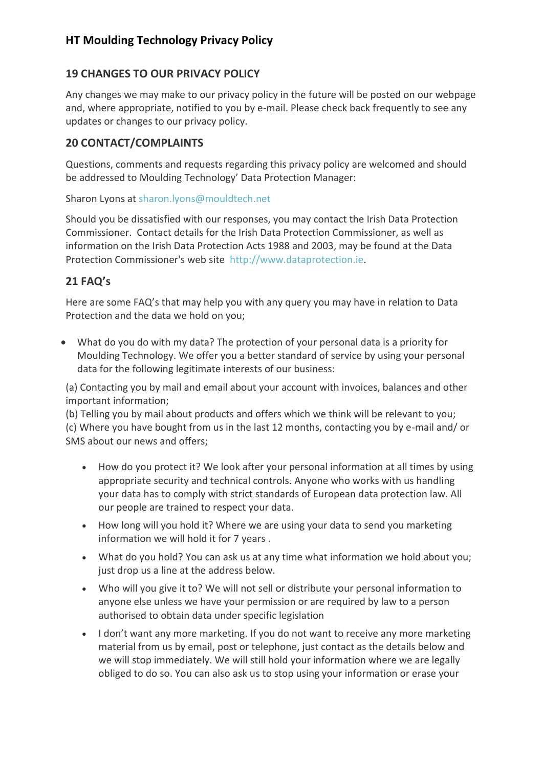## 19 CHANGES TO OUR PRIVACY POLICY

Any changes we may make to our privacy policy in the future will be posted on our webpage and, where appropriate, notified to you by e-mail. Please check back frequently to see any updates or changes to our privacy policy.

## 20 CONTACT/COMPLAINTS

Questions, comments and requests regarding this privacy policy are welcomed and should be addressed to Moulding Technology' Data Protection Manager:

Sharon Lyons at sharon.lyons@mouldtech.net

Should you be dissatisfied with our responses, you may contact the Irish Data Protection Commissioner. Contact details for the Irish Data Protection Commissioner, as well as information on the Irish Data Protection Acts 1988 and 2003, may be found at the Data Protection Commissioner's web site http://www.dataprotection.ie.

## 21 FAQ's

Here are some FAQ's that may help you with any query you may have in relation to Data Protection and the data we hold on you;

- What do you do with my data? The protection of your personal data is a priority for Moulding Technology. We offer you a better standard of service by using your personal data for the following legitimate interests of our business:

(a) Contacting you by mail and email about your account with invoices, balances and other important information;
(b) Telling you by mail about products and offers which we think will be relevant to you;
(c) Where you have bought from us in the last 12 months, contacting you by e-mail and/ or SMS about our news and offers;

- How do you protect it? We look after your personal information at all times by using appropriate security and technical controls. Anyone who works with us handling your data has to comply with strict standards of European data protection law. All our people are trained to respect your data.
- How long will you hold it? Where we are using your data to send you marketing information we will hold it for 7 years .
- What do you hold? You can ask us at any time what information we hold about you; just drop us a line at the address below.
- Who will you give it to? We will not sell or distribute your personal information to anyone else unless we have your permission or are required by law to a person authorised to obtain data under specific legislation
- I don't want any more marketing. If you do not want to receive any more marketing material from us by email, post or telephone, just contact as the details below and we will stop immediately. We will still hold your information where we are legally obliged to do so. You can also ask us to stop using your information or erase your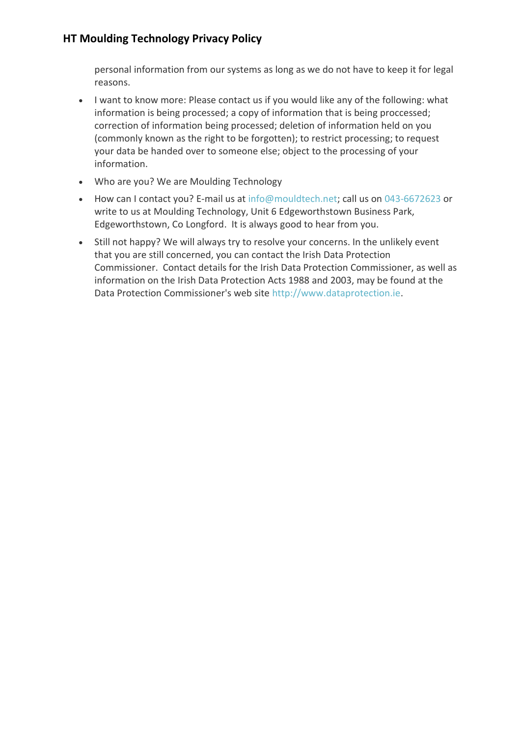personal information from our systems as long as we do not have to keep it for legal reasons.

- I want to know more: Please contact us if you would like any of the following: what information is being processed; a copy of information that is being proccessed; correction of information being processed; deletion of information held on you (commonly known as the right to be forgotten); to restrict processing; to request your data be handed over to someone else; object to the processing of your information.
- Who are you? We are Moulding Technology
- How can I contact you? E-mail us at info@mouldtech.net; call us on 043-6672623 or write to us at Moulding Technology, Unit 6 Edgeworthstown Business Park, Edgeworthstown, Co Longford. It is always good to hear from you.
- Still not happy? We will always try to resolve your concerns. In the unlikely event that you are still concerned, you can contact the Irish Data Protection Commissioner. Contact details for the Irish Data Protection Commissioner, as well as information on the Irish Data Protection Acts 1988 and 2003, may be found at the Data Protection Commissioner's web site http://www.dataprotection.ie.